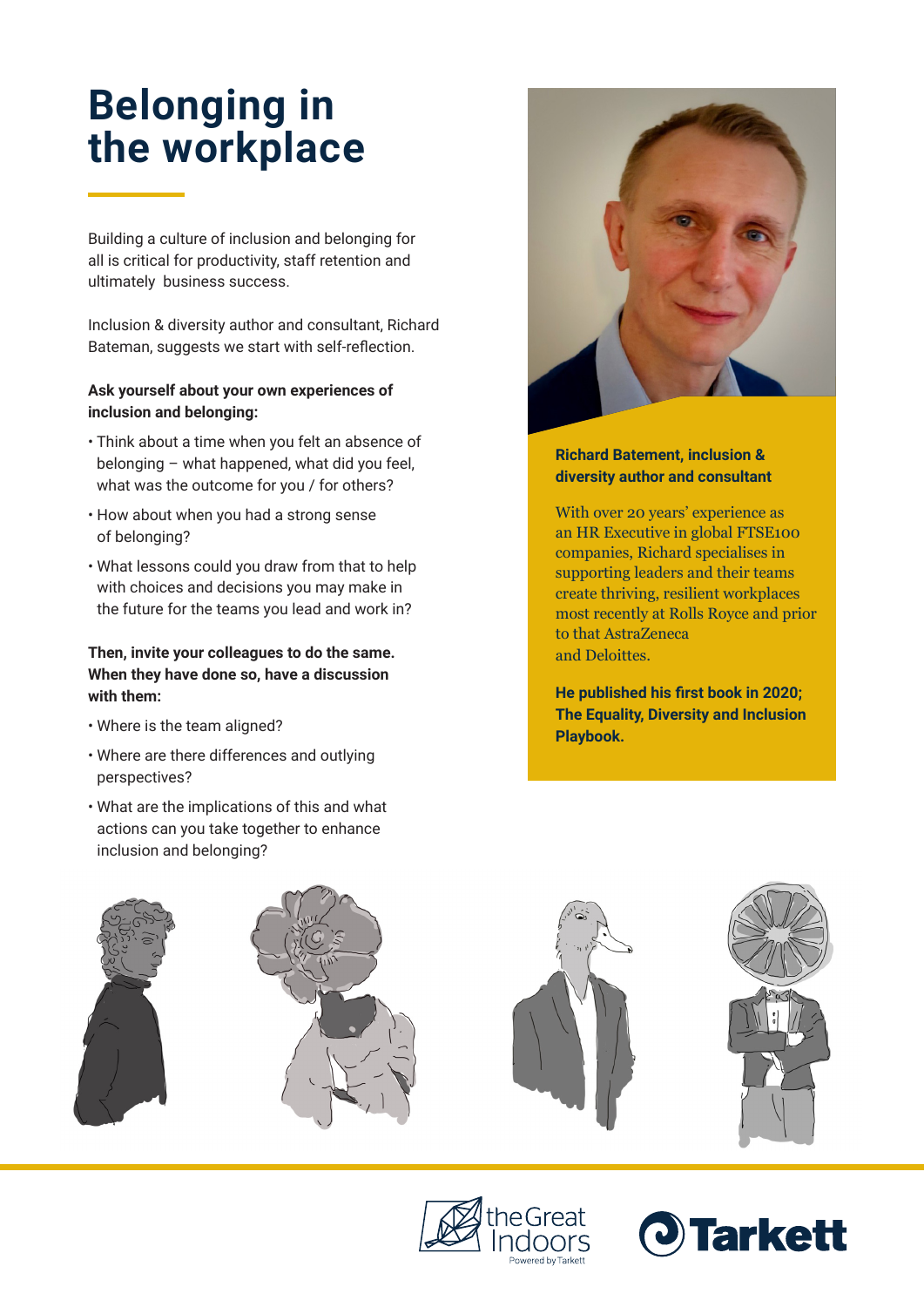# Belonging in the workplace

Building a culture of inclusion and belonging for all is critical for productivity, staff retention and ultimately business success.

Inclusion & diversity author and consultant, Richard Bateman, suggests we start with self-reflection.

**Ask yourself about your own experiences of inclusion and belonging:**

- Think about a time when you felt an absence of belonging – what happened, what did you feel, what was the outcome for you / for others?
- How about when you had a strong sense of belonging?
- What lessons could you draw from that to help with choices and decisions you may make in the future for the teams you lead and work in?

**Then, invite your colleagues to do the same. When they have done so, have a discussion with them:**

- Where is the team aligned?
- Where are there differences and outlying perspectives?
- What are the implications of this and what actions can you take together to enhance inclusion and belonging?

**Richard Batement, inclusion & diversity author and consultant**

With over 20 years' experience as an HR Executive in global FTSE100 companies, Richard specialises in supporting leaders and their teams create thriving, resilient workplaces most recently at Rolls Royce and prior to that AstraZeneca and Deloittes.

**He published his first book in 2020; The Equality, Diversity and Inclusion Playbook.**

theGreat Indoors
Powered by Tarkett

Tarkett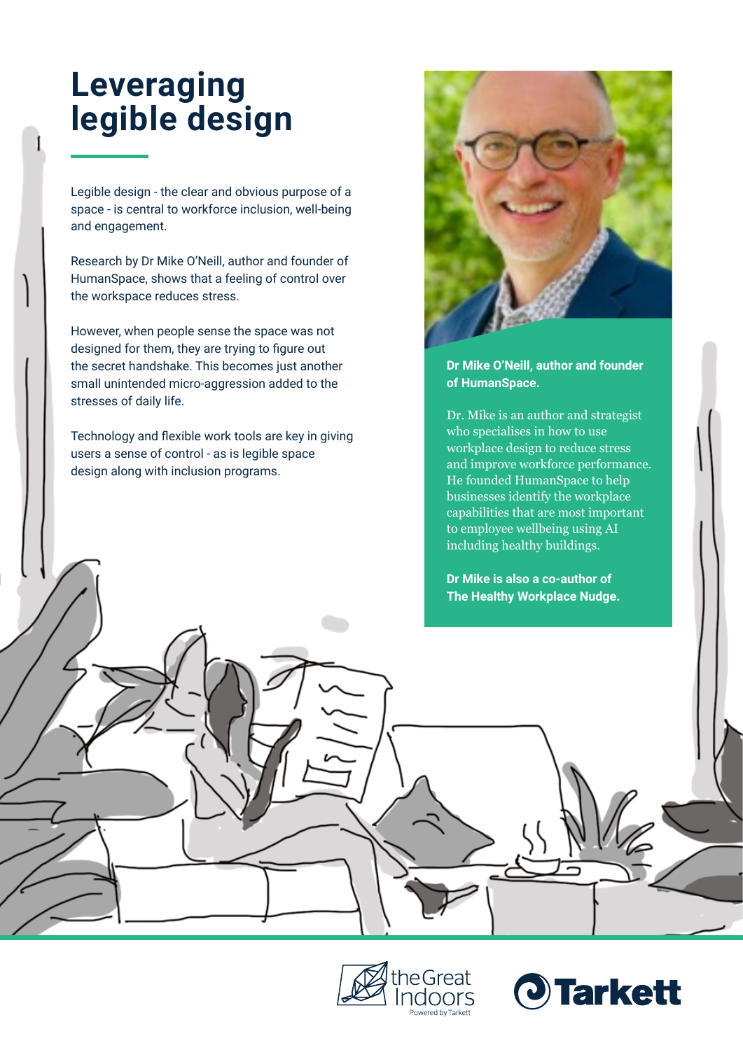# Leveraging legible design

Legible design - the clear and obvious purpose of a space - is central to workforce inclusion, well-being and engagement.

Research by Dr Mike O'Neill, author and founder of HumanSpace, shows that a feeling of control over the workspace reduces stress.

However, when people sense the space was not designed for them, they are trying to figure out the secret handshake. This becomes just another small unintended micro-aggression added to the stresses of daily life.

Technology and flexible work tools are key in giving users a sense of control - as is legible space design along with inclusion programs.

**Dr Mike O'Neill, author and founder of HumanSpace.**

Dr. Mike is an author and strategist who specialises in how to use workplace design to reduce stress and improve workforce performance. He founded HumanSpace to help businesses identify the workplace capabilities that are most important to employee wellbeing using AI including healthy buildings.

**Dr Mike is also a co-author of The Healthy Workplace Nudge.**

theGreat Indoors Powered by Tarkett

Tarkett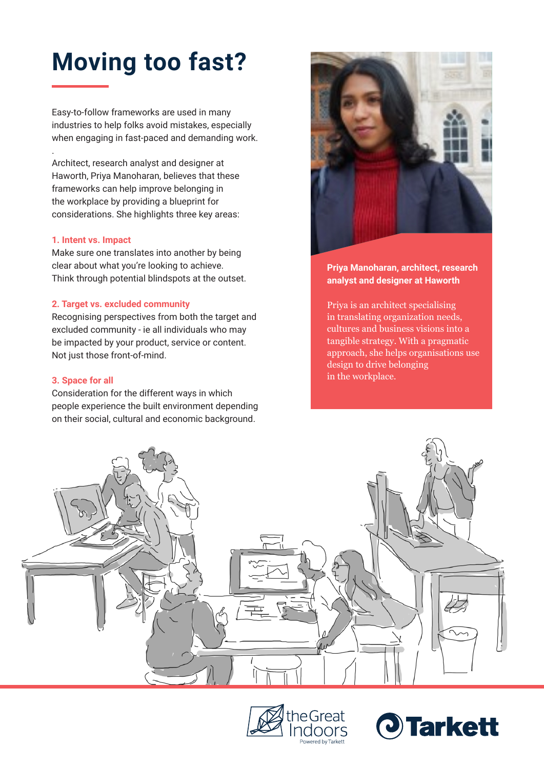# Moving too fast?

Easy-to-follow frameworks are used in many industries to help folks avoid mistakes, especially when engaging in fast-paced and demanding work.

.

Architect, research analyst and designer at Haworth, Priya Manoharan, believes that these frameworks can help improve belonging in the workplace by providing a blueprint for considerations. She highlights three key areas:

**1. Intent vs. Impact**

Make sure one translates into another by being clear about what you're looking to achieve. Think through potential blindspots at the outset.

**2. Target vs. excluded community**

Recognising perspectives from both the target and excluded community - ie all individuals who may be impacted by your product, service or content. Not just those front-of-mind.

**3. Space for all**

Consideration for the different ways in which people experience the built environment depending on their social, cultural and economic background.

**Priya Manoharan, architect, research analyst and designer at Haworth**

Priya is an architect specialising in translating organization needs, cultures and business visions into a tangible strategy. With a pragmatic approach, she helps organisations use design to drive belonging in the workplace.

theGreat Indoors
Powered by Tarkett

Tarkett